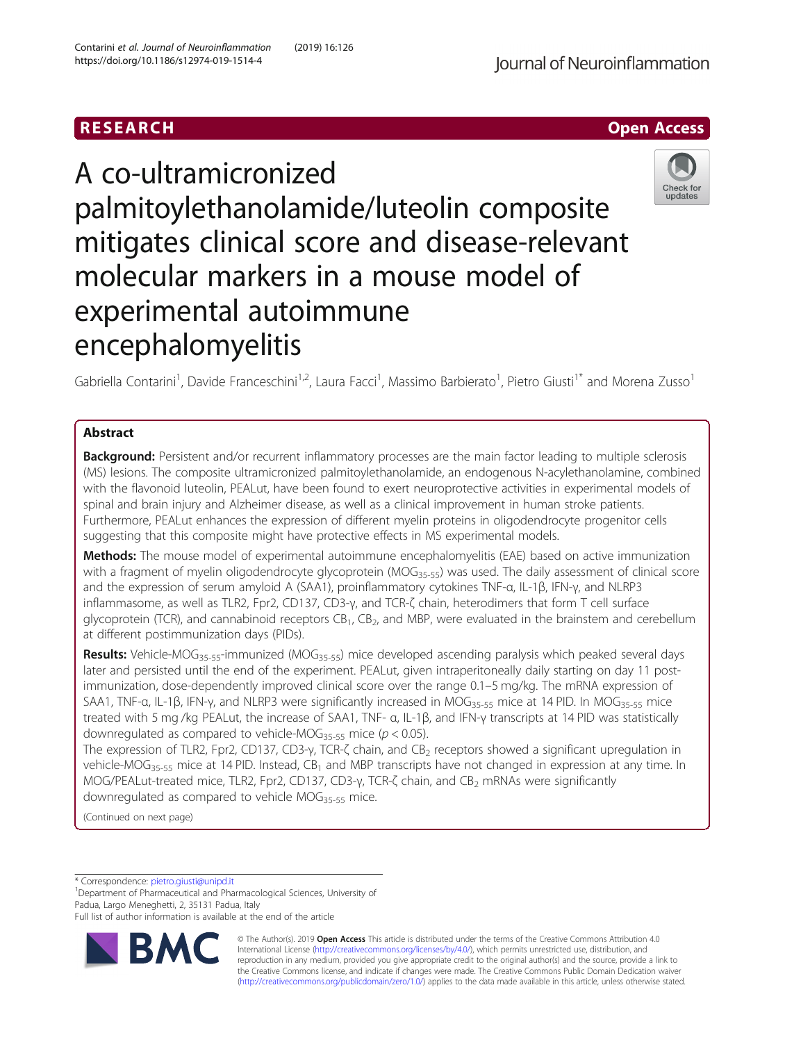RESEARCH

Open Access

# A co-ultramicronized palmitoylethanolamide/luteolin composite mitigates clinical score and disease-relevant molecular markers in a mouse model of experimental autoimmune encephalomyelitis

Gabriella Contarini[1], Davide Franceschini[1,2], Laura Facci[1], Massimo Barbierato[1], Pietro Giusti[1*] and Morena Zusso[1]

## Abstract

**Background:** Persistent and/or recurrent inflammatory processes are the main factor leading to multiple sclerosis (MS) lesions. The composite ultramicronized palmitoylethanolamide, an endogenous N-acylethanolamine, combined with the flavonoid luteolin, PEALut, have been found to exert neuroprotective activities in experimental models of spinal and brain injury and Alzheimer disease, as well as a clinical improvement in human stroke patients. Furthermore, PEALut enhances the expression of different myelin proteins in oligodendrocyte progenitor cells suggesting that this composite might have protective effects in MS experimental models.

**Methods:** The mouse model of experimental autoimmune encephalomyelitis (EAE) based on active immunization with a fragment of myelin oligodendrocyte glycoprotein ($MOG_{35-55}$) was used. The daily assessment of clinical score and the expression of serum amyloid A (SAA1), proinflammatory cytokines TNF-α, IL-1β, IFN-γ, and NLRP3 inflammasome, as well as TLR2, Fpr2, CD137, CD3-γ, and TCR-ζ chain, heterodimers that form T cell surface glycoprotein (TCR), and cannabinoid receptors $CB_1$, $CB_2$, and MBP, were evaluated in the brainstem and cerebellum at different postimmunization days (PIDs).

**Results:** Vehicle-$MOG_{35-55}$-immunized ($MOG_{35-55}$) mice developed ascending paralysis which peaked several days later and persisted until the end of the experiment. PEALut, given intraperitoneally daily starting on day 11 post-immunization, dose-dependently improved clinical score over the range 0.1–5 mg/kg. The mRNA expression of SAA1, TNF-α, IL-1β, IFN-γ, and NLRP3 were significantly increased in $MOG_{35-55}$ mice at 14 PID. In $MOG_{35-55}$ mice treated with 5 mg /kg PEALut, the increase of SAA1, TNF- α, IL-1β, and IFN-γ transcripts at 14 PID was statistically downregulated as compared to vehicle-$MOG_{35-55}$ mice ($p < 0.05$).

The expression of TLR2, Fpr2, CD137, CD3-γ, TCR-ζ chain, and $CB_2$ receptors showed a significant upregulation in vehicle-$MOG_{35-55}$ mice at 14 PID. Instead, $CB_1$ and MBP transcripts have not changed in expression at any time. In MOG/PEALut-treated mice, TLR2, Fpr2, CD137, CD3-γ, TCR-ζ chain, and $CB_2$ mRNAs were significantly downregulated as compared to vehicle $MOG_{35-55}$ mice.

(Continued on next page)

\* Correspondence: pietro.giusti@unipd.it

[1]Department of Pharmaceutical and Pharmacological Sciences, University of Padua, Largo Meneghetti, 2, 35131 Padua, Italy

Full list of author information is available at the end of the article

© The Author(s). 2019 **Open Access** This article is distributed under the terms of the Creative Commons Attribution 4.0 International License (http://creativecommons.org/licenses/by/4.0/), which permits unrestricted use, distribution, and reproduction in any medium, provided you give appropriate credit to the original author(s) and the source, provide a link to the Creative Commons license, and indicate if changes were made. The Creative Commons Public Domain Dedication waiver (http://creativecommons.org/publicdomain/zero/1.0/) applies to the data made available in this article, unless otherwise stated.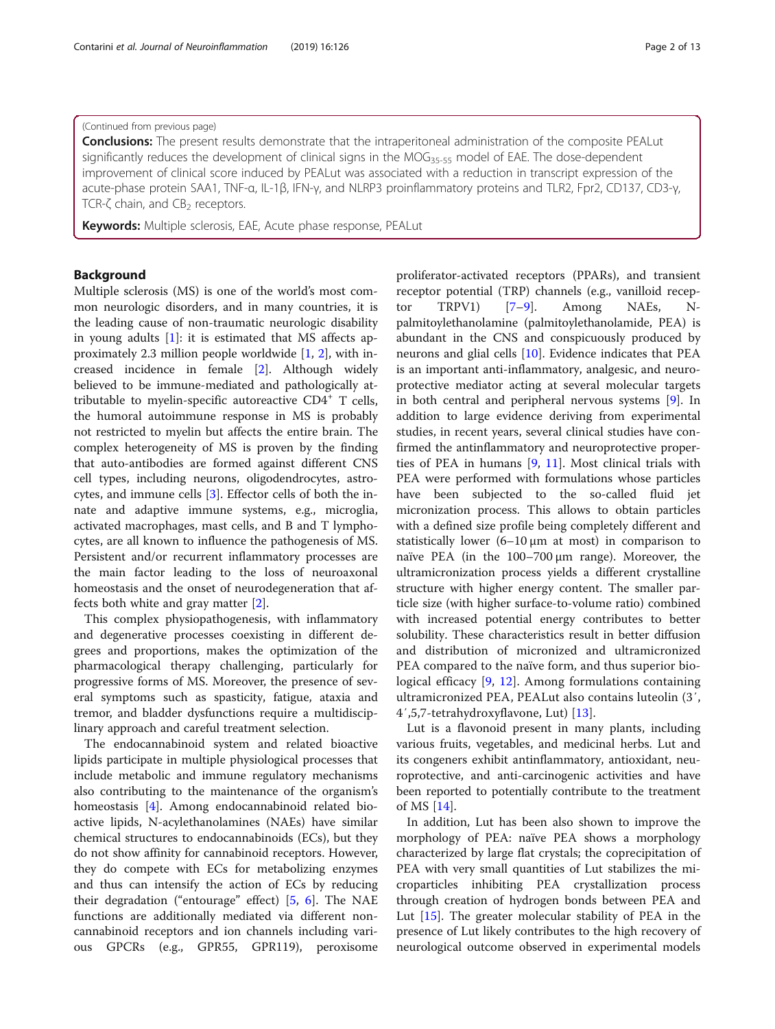(Continued from previous page)

**Conclusions:** The present results demonstrate that the intraperitoneal administration of the composite PEALut significantly reduces the development of clinical signs in the $MOG_{35-55}$ model of EAE. The dose-dependent improvement of clinical score induced by PEALut was associated with a reduction in transcript expression of the acute-phase protein SAA1, TNF-α, IL-1β, IFN-γ, and NLRP3 proinflammatory proteins and TLR2, Fpr2, CD137, CD3-γ, TCR-ζ chain, and $CB_2$ receptors.

**Keywords:** Multiple sclerosis, EAE, Acute phase response, PEALut

## Background

Multiple sclerosis (MS) is one of the world's most common neurologic disorders, and in many countries, it is the leading cause of non-traumatic neurologic disability in young adults [1]: it is estimated that MS affects approximately 2.3 million people worldwide [1, 2], with increased incidence in female [2]. Although widely believed to be immune-mediated and pathologically attributable to myelin-specific autoreactive $CD4^+$ T cells, the humoral autoimmune response in MS is probably not restricted to myelin but affects the entire brain. The complex heterogeneity of MS is proven by the finding that auto-antibodies are formed against different CNS cell types, including neurons, oligodendrocytes, astrocytes, and immune cells [3]. Effector cells of both the innate and adaptive immune systems, e.g., microglia, activated macrophages, mast cells, and B and T lymphocytes, are all known to influence the pathogenesis of MS. Persistent and/or recurrent inflammatory processes are the main factor leading to the loss of neuroaxonal homeostasis and the onset of neurodegeneration that affects both white and gray matter [2].

This complex physiopathogenesis, with inflammatory and degenerative processes coexisting in different degrees and proportions, makes the optimization of the pharmacological therapy challenging, particularly for progressive forms of MS. Moreover, the presence of several symptoms such as spasticity, fatigue, ataxia and tremor, and bladder dysfunctions require a multidisciplinary approach and careful treatment selection.

The endocannabinoid system and related bioactive lipids participate in multiple physiological processes that include metabolic and immune regulatory mechanisms also contributing to the maintenance of the organism's homeostasis [4]. Among endocannabinoid related bioactive lipids, N-acylethanolamines (NAEs) have similar chemical structures to endocannabinoids (ECs), but they do not show affinity for cannabinoid receptors. However, they do compete with ECs for metabolizing enzymes and thus can intensify the action of ECs by reducing their degradation ("entourage" effect) [5, 6]. The NAE functions are additionally mediated via different non-cannabinoid receptors and ion channels including various GPCRs (e.g., GPR55, GPR119), peroxisome proliferator-activated receptors (PPARs), and transient receptor potential (TRP) channels (e.g., vanilloid receptor TRPV1) [7–9]. Among NAEs, N-palmitoylethanolamine (palmitoylethanolamide, PEA) is abundant in the CNS and conspicuously produced by neurons and glial cells [10]. Evidence indicates that PEA is an important anti-inflammatory, analgesic, and neuroprotective mediator acting at several molecular targets in both central and peripheral nervous systems [9]. In addition to large evidence deriving from experimental studies, in recent years, several clinical studies have confirmed the antinflammatory and neuroprotective properties of PEA in humans [9, 11]. Most clinical trials with PEA were performed with formulations whose particles have been subjected to the so-called fluid jet micronization process. This allows to obtain particles with a defined size profile being completely different and statistically lower (6–10 μm at most) in comparison to naïve PEA (in the 100–700 μm range). Moreover, the ultramicronization process yields a different crystalline structure with higher energy content. The smaller particle size (with higher surface-to-volume ratio) combined with increased potential energy contributes to better solubility. These characteristics result in better diffusion and distribution of micronized and ultramicronized PEA compared to the naïve form, and thus superior biological efficacy [9, 12]. Among formulations containing ultramicronized PEA, PEALut also contains luteolin (3′, 4′,5,7-tetrahydroxyflavone, Lut) [13].

Lut is a flavonoid present in many plants, including various fruits, vegetables, and medicinal herbs. Lut and its congeners exhibit antinflammatory, antioxidant, neuroprotective, and anti-carcinogenic activities and have been reported to potentially contribute to the treatment of MS [14].

In addition, Lut has been also shown to improve the morphology of PEA: naïve PEA shows a morphology characterized by large flat crystals; the coprecipitation of PEA with very small quantities of Lut stabilizes the microparticles inhibiting PEA crystallization process through creation of hydrogen bonds between PEA and Lut [15]. The greater molecular stability of PEA in the presence of Lut likely contributes to the high recovery of neurological outcome observed in experimental models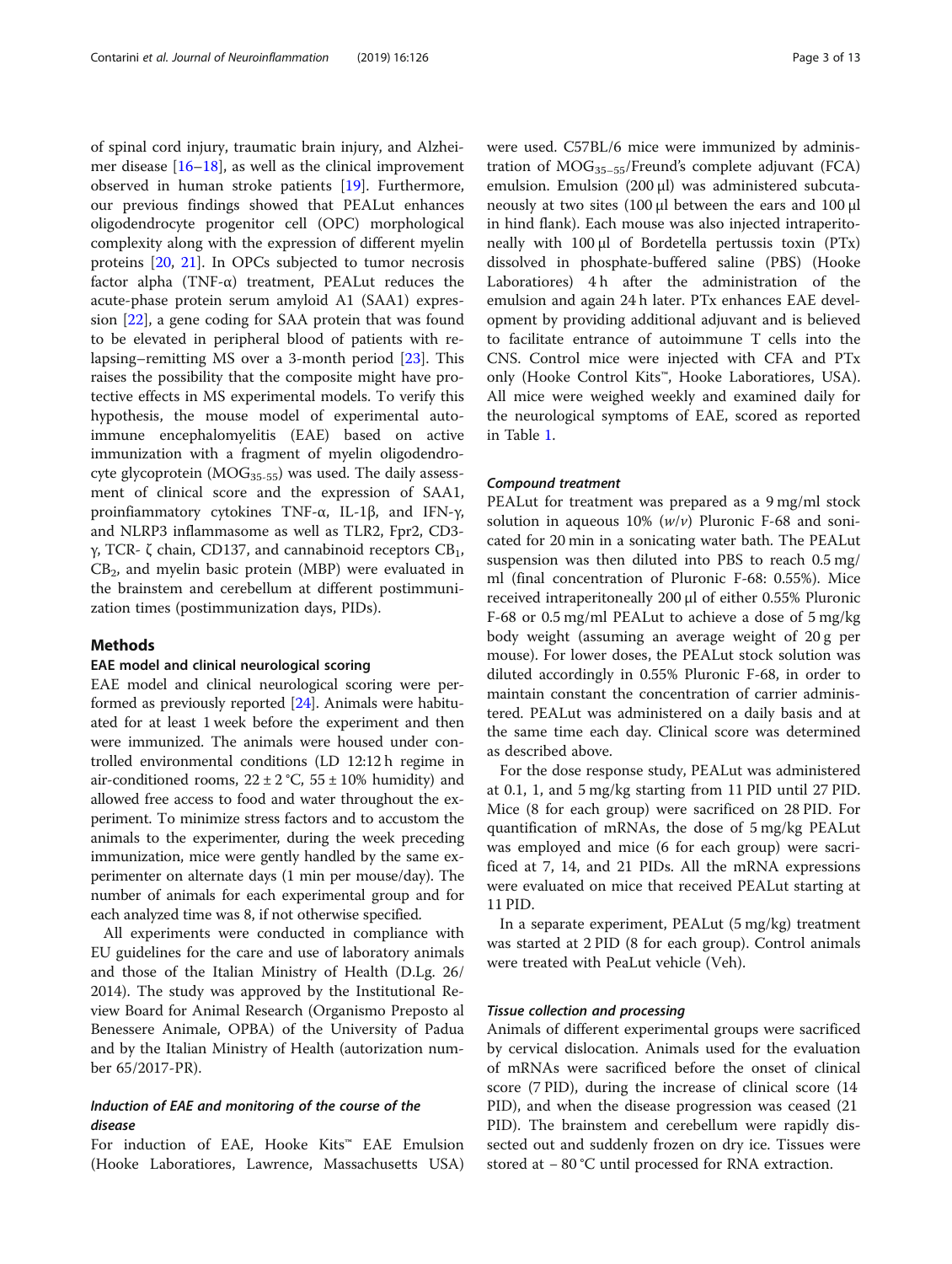of spinal cord injury, traumatic brain injury, and Alzheimer disease [16–18], as well as the clinical improvement observed in human stroke patients [19]. Furthermore, our previous findings showed that PEALut enhances oligodendrocyte progenitor cell (OPC) morphological complexity along with the expression of different myelin proteins [20, 21]. In OPCs subjected to tumor necrosis factor alpha (TNF-α) treatment, PEALut reduces the acute-phase protein serum amyloid A1 (SAA1) expression [22], a gene coding for SAA protein that was found to be elevated in peripheral blood of patients with relapsing–remitting MS over a 3-month period [23]. This raises the possibility that the composite might have protective effects in MS experimental models. To verify this hypothesis, the mouse model of experimental autoimmune encephalomyelitis (EAE) based on active immunization with a fragment of myelin oligodendrocyte glycoprotein ($MOG_{35-55}$) was used. The daily assessment of clinical score and the expression of SAA1, proinflammatory cytokines TNF-α, IL-1β, and IFN-γ, and NLRP3 inflammasome as well as TLR2, Fpr2, CD3-γ, TCR- ζ chain, CD137, and cannabinoid receptors $CB_1$, $CB_2$, and myelin basic protein (MBP) were evaluated in the brainstem and cerebellum at different postimmunization times (postimmunization days, PIDs).

## Methods

### EAE model and clinical neurological scoring

EAE model and clinical neurological scoring were performed as previously reported [24]. Animals were habituated for at least 1 week before the experiment and then were immunized. The animals were housed under controlled environmental conditions (LD 12:12 h regime in air-conditioned rooms, 22 ± 2 °C, 55 ± 10% humidity) and allowed free access to food and water throughout the experiment. To minimize stress factors and to accustom the animals to the experimenter, during the week preceding immunization, mice were gently handled by the same experimenter on alternate days (1 min per mouse/day). The number of animals for each experimental group and for each analyzed time was 8, if not otherwise specified.

All experiments were conducted in compliance with EU guidelines for the care and use of laboratory animals and those of the Italian Ministry of Health (D.Lg. 26/2014). The study was approved by the Institutional Review Board for Animal Research (Organismo Preposto al Benessere Animale, OPBA) of the University of Padua and by the Italian Ministry of Health (autorization number 65/2017-PR).

#### *Induction of EAE and monitoring of the course of the disease*

For induction of EAE, Hooke Kits™ EAE Emulsion (Hooke Laboratiores, Lawrence, Massachusetts USA) were used. C57BL/6 mice were immunized by administration of $MOG_{35–55}$/Freund's complete adjuvant (FCA) emulsion. Emulsion (200 μl) was administered subcutaneously at two sites (100 μl between the ears and 100 μl in hind flank). Each mouse was also injected intraperitoneally with 100 μl of Bordetella pertussis toxin (PTx) dissolved in phosphate-buffered saline (PBS) (Hooke Laboratiores) 4 h after the administration of the emulsion and again 24 h later. PTx enhances EAE development by providing additional adjuvant and is believed to facilitate entrance of autoimmune T cells into the CNS. Control mice were injected with CFA and PTx only (Hooke Control Kits™, Hooke Laboratiores, USA). All mice were weighed weekly and examined daily for the neurological symptoms of EAE, scored as reported in Table 1.

#### *Compound treatment*

PEALut for treatment was prepared as a 9 mg/ml stock solution in aqueous 10% (*w*/*v*) Pluronic F-68 and sonicated for 20 min in a sonicating water bath. The PEALut suspension was then diluted into PBS to reach 0.5 mg/ml (final concentration of Pluronic F-68: 0.55%). Mice received intraperitoneally 200 μl of either 0.55% Pluronic F-68 or 0.5 mg/ml PEALut to achieve a dose of 5 mg/kg body weight (assuming an average weight of 20 g per mouse). For lower doses, the PEALut stock solution was diluted accordingly in 0.55% Pluronic F-68, in order to maintain constant the concentration of carrier administered. PEALut was administered on a daily basis and at the same time each day. Clinical score was determined as described above.

For the dose response study, PEALut was administered at 0.1, 1, and 5 mg/kg starting from 11 PID until 27 PID. Mice (8 for each group) were sacrificed on 28 PID. For quantification of mRNAs, the dose of 5 mg/kg PEALut was employed and mice (6 for each group) were sacrificed at 7, 14, and 21 PIDs. All the mRNA expressions were evaluated on mice that received PEALut starting at 11 PID.

In a separate experiment, PEALut (5 mg/kg) treatment was started at 2 PID (8 for each group). Control animals were treated with PeaLut vehicle (Veh).

#### *Tissue collection and processing*

Animals of different experimental groups were sacrificed by cervical dislocation. Animals used for the evaluation of mRNAs were sacrificed before the onset of clinical score (7 PID), during the increase of clinical score (14 PID), and when the disease progression was ceased (21 PID). The brainstem and cerebellum were rapidly dissected out and suddenly frozen on dry ice. Tissues were stored at − 80 °C until processed for RNA extraction.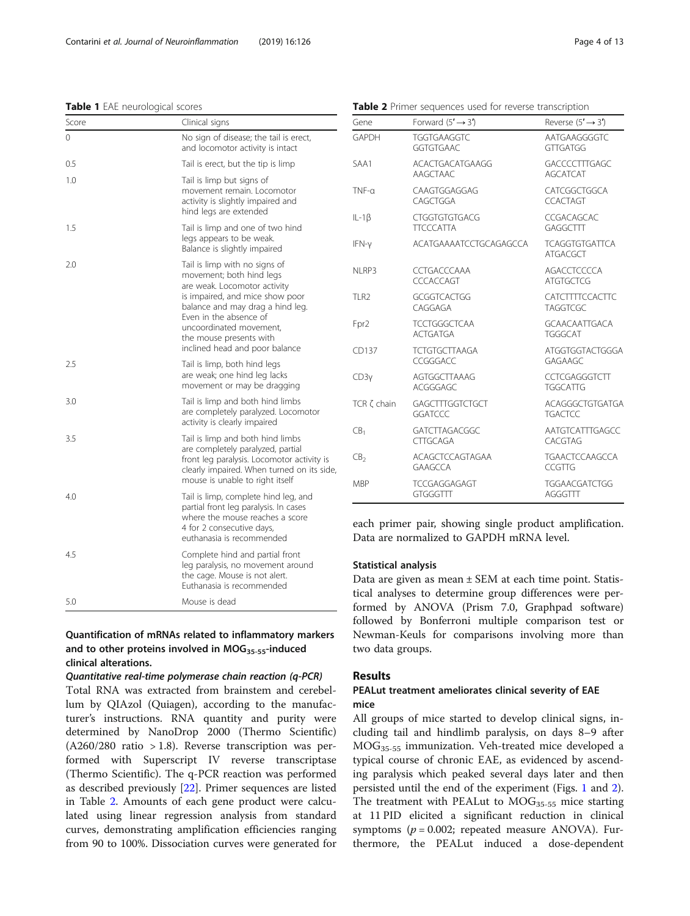**Table 1** EAE neurological scores

| Score | Clinical signs |
|---|---|
| 0 | No sign of disease; the tail is erect, and locomotor activity is intact |
| 0.5 | Tail is erect, but the tip is limp |
| 1.0 | Tail is limp but signs of movement remain. Locomotor activity is slightly impaired and hind legs are extended |
| 1.5 | Tail is limp and one of two hind legs appears to be weak. Balance is slightly impaired |
| 2.0 | Tail is limp with no signs of movement; both hind legs are weak. Locomotor activity is impaired, and mice show poor balance and may drag a hind leg. Even in the absence of uncoordinated movement, the mouse presents with inclined head and poor balance |
| 2.5 | Tail is limp, both hind legs are weak; one hind leg lacks movement or may be dragging |
| 3.0 | Tail is limp and both hind limbs are completely paralyzed. Locomotor activity is clearly impaired |
| 3.5 | Tail is limp and both hind limbs are completely paralyzed, partial front leg paralysis. Locomotor activity is clearly impaired. When turned on its side, mouse is unable to right itself |
| 4.0 | Tail is limp, complete hind leg, and partial front leg paralysis. In cases where the mouse reaches a score 4 for 2 consecutive days, euthanasia is recommended |
| 4.5 | Complete hind and partial front leg paralysis, no movement around the cage. Mouse is not alert. Euthanasia is recommended |
| 5.0 | Mouse is dead |

### Quantification of mRNAs related to inflammatory markers and to other proteins involved in $MOG_{35-55}$-induced clinical alterations.

#### *Quantitative real-time polymerase chain reaction (q-PCR)*

Total RNA was extracted from brainstem and cerebellum by QIAzol (Quiagen), according to the manufacturer's instructions. RNA quantity and purity were determined by NanoDrop 2000 (Thermo Scientific) (A260/280 ratio > 1.8). Reverse transcription was performed with Superscript IV reverse transcriptase (Thermo Scientific). The q-PCR reaction was performed as described previously [22]. Primer sequences are listed in Table 2. Amounts of each gene product were calculated using linear regression analysis from standard curves, demonstrating amplification efficiencies ranging from 90 to 100%. Dissociation curves were generated for each primer pair, showing single product amplification. Data are normalized to GAPDH mRNA level.

**Table 2** Primer sequences used for reverse transcription

| Gene | Forward (5′→3′) | Reverse (5′→3′) |
|---|---|---|
| GAPDH | TGGTGAAGGTC GGTGTGAAC | AATGAAGGGGTC GTTGATGG |
| SAA1 | ACACTGACATGAAGG AAGCTAAC | GACCCCTTTGAGC AGCATCAT |
| TNF-α | CAAGTGGAGGAG CAGCTGGA | CATCGGCTGGCA CCACTAGT |
| IL-1β | CTGGTGTGTGACG TTCCCATTA | CCGACAGCAC GAGGCTTT |
| IFN-γ | ACATGAAAATCCTGCAGAGCCA | TCAGGTGTGATTCA ATGACGCT |
| NLRP3 | CCTGACCCAAA CCCACCAGT | AGACCTCCCCA ATGTGCTCG |
| TLR2 | GCGGTCACTGG CAGGAGA | CATCTTTTCCACTTC TAGGTCGC |
| Fpr2 | TCCTGGGCTCAA ACTGATGA | GCAACAATTGACA TGGGCAT |
| CD137 | TCTGTGCTTAAGA CCGGGACC | ATGGTGGTACTGGGA GAGAAGC |
| CD3γ | AGTGGCTTAAAG ACGGGAGC | CCTCGAGGGTCTT TGGCATTG |
| TCR ζ chain | GAGCTTTGGTCTGCT GGATCCC | ACAGGGCTGTGATGA TGACTCC |
| $CB_1$ | GATCTTAGACGGC CTTGCAGA | AATGTCATTTGAGCC CACGTAG |
| $CB_2$ | ACAGCTCCAGTAGAA GAAGCCA | TGAACTCCAAGCCA CCGTTG |
| MBP | TCCGAGGAGAGT GTGGGTTT | TGGAACGATCTGG AGGGTTT |

### Statistical analysis

Data are given as mean ± SEM at each time point. Statistical analyses to determine group differences were performed by ANOVA (Prism 7.0, Graphpad software) followed by Bonferroni multiple comparison test or Newman-Keuls for comparisons involving more than two data groups.

## Results

### PEALut treatment ameliorates clinical severity of EAE mice

All groups of mice started to develop clinical signs, including tail and hindlimb paralysis, on days 8–9 after $MOG_{35-55}$ immunization. Veh-treated mice developed a typical course of chronic EAE, as evidenced by ascending paralysis which peaked several days later and then persisted until the end of the experiment (Figs. 1 and 2). The treatment with PEALut to $MOG_{35-55}$ mice starting at 11 PID elicited a significant reduction in clinical symptoms ($p = 0.002$; repeated measure ANOVA). Furthermore, the PEALut induced a dose-dependent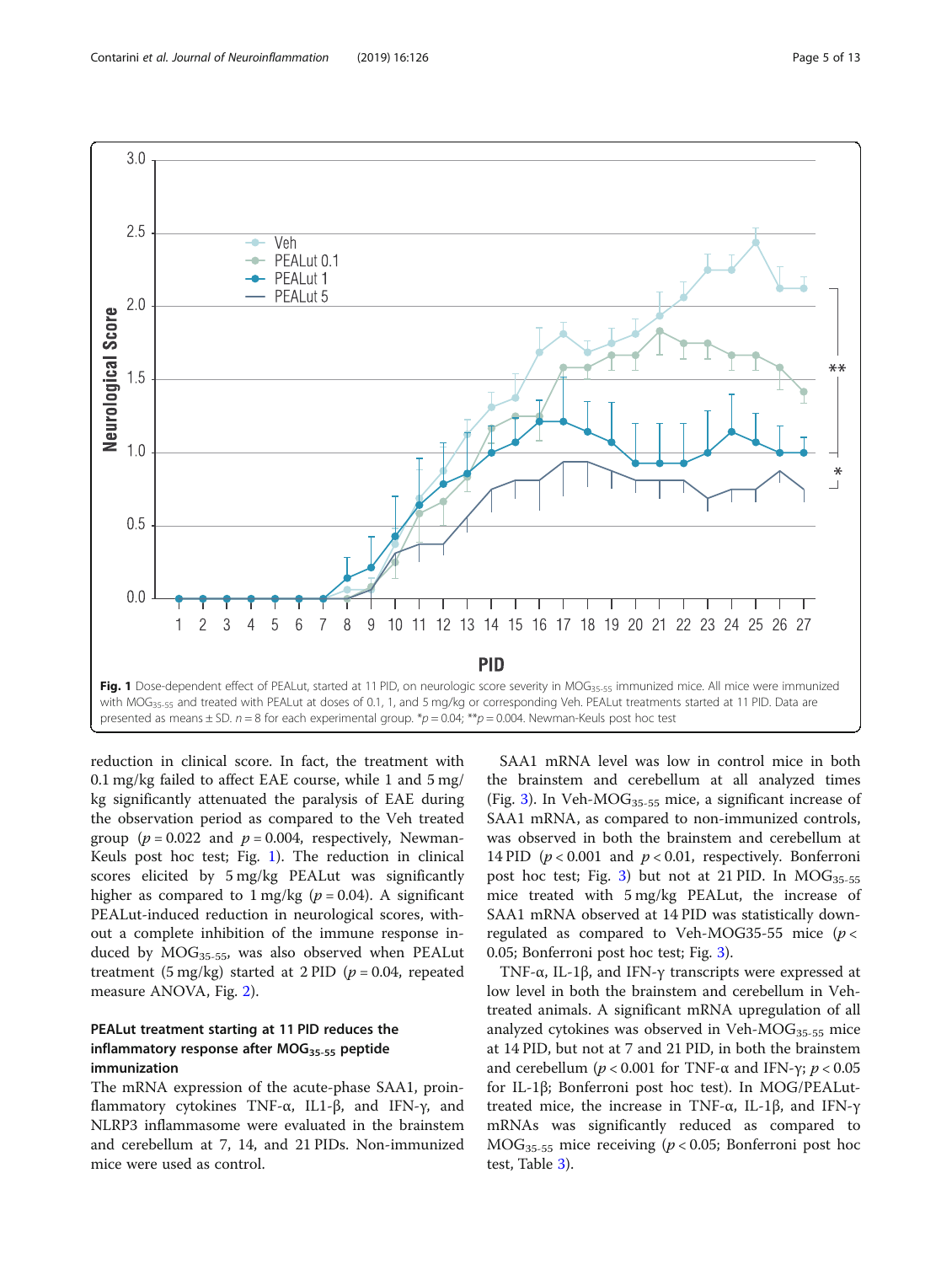Fig. 1 Dose-dependent effect of PEALut, started at 11 PID, on neurologic score severity in $MOG_{35-55}$ immunized mice. All mice were immunized with $MOG_{35-55}$ and treated with PEALut at doses of 0.1, 1, and 5 mg/kg or corresponding Veh. PEALut treatments started at 11 PID. Data are presented as means ± SD. $n = 8$ for each experimental group. *$p = 0.04$; **$p = 0.004$. Newman-Keuls post hoc test

reduction in clinical score. In fact, the treatment with 0.1 mg/kg failed to affect EAE course, while 1 and 5 mg/kg significantly attenuated the paralysis of EAE during the observation period as compared to the Veh treated group ($p = 0.022$ and $p = 0.004$, respectively, Newman-Keuls post hoc test; Fig. 1). The reduction in clinical scores elicited by 5 mg/kg PEALut was significantly higher as compared to 1 mg/kg ($p = 0.04$). A significant PEALut-induced reduction in neurological scores, without a complete inhibition of the immune response induced by $MOG_{35-55}$, was also observed when PEALut treatment (5 mg/kg) started at 2 PID ($p = 0.04$, repeated measure ANOVA, Fig. 2).

### PEALut treatment starting at 11 PID reduces the inflammatory response after $MOG_{35-55}$ peptide immunization

The mRNA expression of the acute-phase SAA1, proinflammatory cytokines TNF-α, IL1-β, and IFN-γ, and NLRP3 inflammasome were evaluated in the brainstem and cerebellum at 7, 14, and 21 PIDs. Non-immunized mice were used as control.

SAA1 mRNA level was low in control mice in both the brainstem and cerebellum at all analyzed times (Fig. 3). In Veh-$MOG_{35-55}$ mice, a significant increase of SAA1 mRNA, as compared to non-immunized controls, was observed in both the brainstem and cerebellum at 14 PID ($p < 0.001$ and $p < 0.01$, respectively. Bonferroni post hoc test; Fig. 3) but not at 21 PID. In $MOG_{35-55}$ mice treated with 5 mg/kg PEALut, the increase of SAA1 mRNA observed at 14 PID was statistically downregulated as compared to Veh-MOG35-55 mice ($p < 0.05$; Bonferroni post hoc test; Fig. 3).

TNF-α, IL-1β, and IFN-γ transcripts were expressed at low level in both the brainstem and cerebellum in Veh-treated animals. A significant mRNA upregulation of all analyzed cytokines was observed in Veh-$MOG_{35-55}$ mice at 14 PID, but not at 7 and 21 PID, in both the brainstem and cerebellum ($p < 0.001$ for TNF-α and IFN-γ; $p < 0.05$ for IL-1β; Bonferroni post hoc test). In MOG/PEALut-treated mice, the increase in TNF-α, IL-1β, and IFN-γ mRNAs was significantly reduced as compared to $MOG_{35-55}$ mice receiving ($p < 0.05$; Bonferroni post hoc test, Table 3).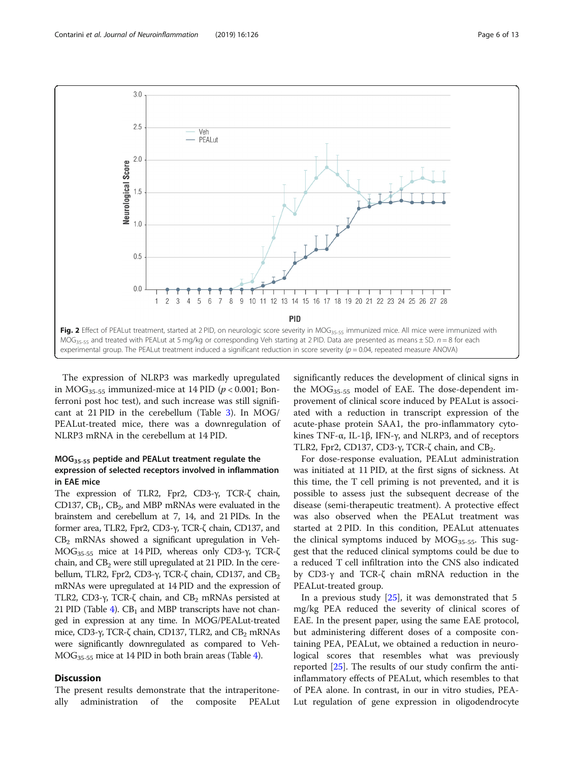**Fig. 2** Effect of PEALut treatment, started at 2 PID, on neurologic score severity in $MOG_{35-55}$ immunized mice. All mice were immunized with $MOG_{35-55}$ and treated with PEALut at 5 mg/kg or corresponding Veh starting at 2 PID. Data are presented as means ± SD. $n = 8$ for each experimental group. The PEALut treatment induced a significant reduction in score severity ($p = 0.04$, repeated measure ANOVA)

The expression of NLRP3 was markedly upregulated in $MOG_{35-55}$ immunized-mice at 14 PID ($p < 0.001$; Bonferroni post hoc test), and such increase was still significant at 21 PID in the cerebellum (Table 3). In MOG/PEALut-treated mice, there was a downregulation of NLRP3 mRNA in the cerebellum at 14 PID.

### $MOG_{35-55}$ peptide and PEALut treatment regulate the expression of selected receptors involved in inflammation in EAE mice

The expression of TLR2, Fpr2, CD3-γ, TCR-ζ chain, CD137, $CB_1$, $CB_2$, and MBP mRNAs were evaluated in the brainstem and cerebellum at 7, 14, and 21 PIDs. In the former area, TLR2, Fpr2, CD3-γ, TCR-ζ chain, CD137, and $CB_2$ mRNAs showed a significant upregulation in Veh-$MOG_{35-55}$ mice at 14 PID, whereas only CD3-γ, TCR-ζ chain, and $CB_2$ were still upregulated at 21 PID. In the cerebellum, TLR2, Fpr2, CD3-γ, TCR-ζ chain, CD137, and $CB_2$ mRNAs were upregulated at 14 PID and the expression of TLR2, CD3-γ, TCR-ζ chain, and $CB_2$ mRNAs persisted at 21 PID (Table 4). $CB_1$ and MBP transcripts have not changed in expression at any time. In MOG/PEALut-treated mice, CD3-γ, TCR-ζ chain, CD137, TLR2, and $CB_2$ mRNAs were significantly downregulated as compared to Veh-$MOG_{35-55}$ mice at 14 PID in both brain areas (Table 4).

## Discussion

The present results demonstrate that the intraperitoneally administration of the composite PEALut significantly reduces the development of clinical signs in the $MOG_{35-55}$ model of EAE. The dose-dependent improvement of clinical score induced by PEALut is associated with a reduction in transcript expression of the acute-phase protein SAA1, the pro-inflammatory cytokines TNF-α, IL-1β, IFN-γ, and NLRP3, and of receptors TLR2, Fpr2, CD137, CD3-γ, TCR-ζ chain, and $CB_2$.

For dose-response evaluation, PEALut administration was initiated at 11 PID, at the first signs of sickness. At this time, the T cell priming is not prevented, and it is possible to assess just the subsequent decrease of the disease (semi-therapeutic treatment). A protective effect was also observed when the PEALut treatment was started at 2 PID. In this condition, PEALut attenuates the clinical symptoms induced by $MOG_{35-55}$. This suggest that the reduced clinical symptoms could be due to a reduced T cell infiltration into the CNS also indicated by CD3-γ and TCR-ζ chain mRNA reduction in the PEALut-treated group.

In a previous study [25], it was demonstrated that 5 mg/kg PEA reduced the severity of clinical scores of EAE. In the present paper, using the same EAE protocol, but administering different doses of a composite containing PEA, PEALut, we obtained a reduction in neurological scores that resembles what was previously reported [25]. The results of our study confirm the anti-inflammatory effects of PEALut, which resembles to that of PEA alone. In contrast, in our in vitro studies, PEALut regulation of gene expression in oligodendrocyte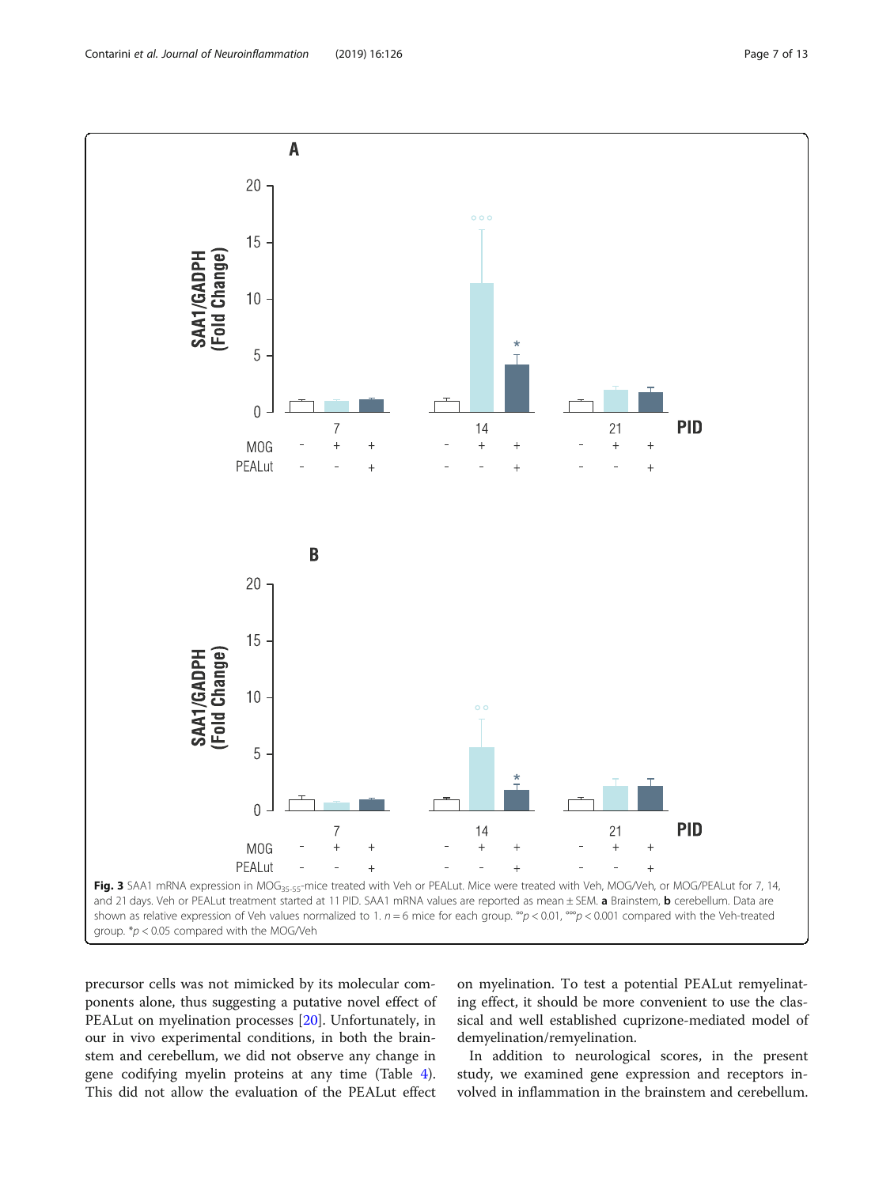**Fig. 3** SAA1 mRNA expression in $MOG_{35-55}$-mice treated with Veh or PEALut. Mice were treated with Veh, MOG/Veh, or MOG/PEALut for 7, 14, and 21 days. Veh or PEALut treatment started at 11 PID. SAA1 mRNA values are reported as mean ± SEM. **a** Brainstem, **b** cerebellum. Data are shown as relative expression of Veh values normalized to 1. $n = 6$ mice for each group. °°$p < 0.01$, °°°$p < 0.001$ compared with the Veh-treated group. *$p < 0.05$ compared with the MOG/Veh

precursor cells was not mimicked by its molecular components alone, thus suggesting a putative novel effect of PEALut on myelination processes [20]. Unfortunately, in our in vivo experimental conditions, in both the brainstem and cerebellum, we did not observe any change in gene codifying myelin proteins at any time (Table 4). This did not allow the evaluation of the PEALut effect on myelination. To test a potential PEALut remyelinating effect, it should be more convenient to use the classical and well established cuprizone-mediated model of demyelination/remyelination.

In addition to neurological scores, in the present study, we examined gene expression and receptors involved in inflammation in the brainstem and cerebellum.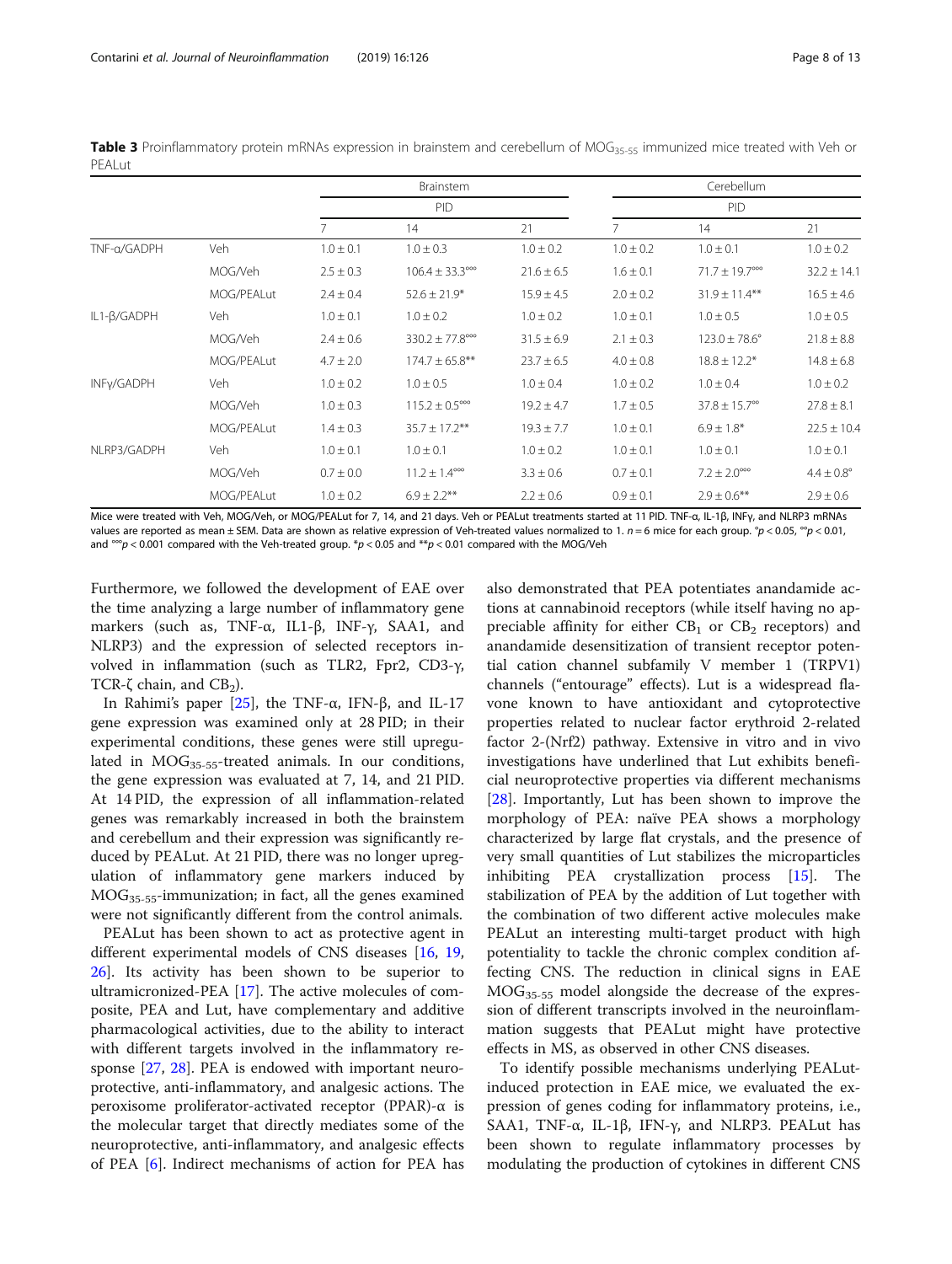**Table 3** Proinflammatory protein mRNAs expression in brainstem and cerebellum of $MOG_{35-55}$ immunized mice treated with Veh or PEALut

| | | Brainstem | | | Cerebellum | | |
|---|---|---|---|---|---|---|---|
| | | PID | | | PID | | |
| | | 7 | 14 | 21 | 7 | 14 | 21 |
| TNF-α/GADPH | Veh | 1.0 ± 0.1 | 1.0 ± 0.3 | 1.0 ± 0.2 | 1.0 ± 0.2 | 1.0 ± 0.1 | 1.0 ± 0.2 |
| | MOG/Veh | 2.5 ± 0.3 | 106.4 ± 33.3°°° | 21.6 ± 6.5 | 1.6 ± 0.1 | 71.7 ± 19.7°°° | 32.2 ± 14.1 |
| | MOG/PEALut | 2.4 ± 0.4 | 52.6 ± 21.9* | 15.9 ± 4.5 | 2.0 ± 0.2 | 31.9 ± 11.4** | 16.5 ± 4.6 |
| IL1-β/GADPH | Veh | 1.0 ± 0.1 | 1.0 ± 0.2 | 1.0 ± 0.2 | 1.0 ± 0.1 | 1.0 ± 0.5 | 1.0 ± 0.5 |
| | MOG/Veh | 2.4 ± 0.6 | 330.2 ± 77.8°°° | 31.5 ± 6.9 | 2.1 ± 0.3 | 123.0 ± 78.6° | 21.8 ± 8.8 |
| | MOG/PEALut | 4.7 ± 2.0 | 174.7 ± 65.8** | 23.7 ± 6.5 | 4.0 ± 0.8 | 18.8 ± 12.2* | 14.8 ± 6.8 |
| INFγ/GADPH | Veh | 1.0 ± 0.2 | 1.0 ± 0.5 | 1.0 ± 0.4 | 1.0 ± 0.2 | 1.0 ± 0.4 | 1.0 ± 0.2 |
| | MOG/Veh | 1.0 ± 0.3 | 115.2 ± 0.5°°° | 19.2 ± 4.7 | 1.7 ± 0.5 | 37.8 ± 15.7°° | 27.8 ± 8.1 |
| | MOG/PEALut | 1.4 ± 0.3 | 35.7 ± 17.2** | 19.3 ± 7.7 | 1.0 ± 0.1 | 6.9 ± 1.8* | 22.5 ± 10.4 |
| NLRP3/GADPH | Veh | 1.0 ± 0.1 | 1.0 ± 0.1 | 1.0 ± 0.2 | 1.0 ± 0.1 | 1.0 ± 0.1 | 1.0 ± 0.1 |
| | MOG/Veh | 0.7 ± 0.0 | 11.2 ± 1.4°°° | 3.3 ± 0.6 | 0.7 ± 0.1 | 7.2 ± 2.0°°° | 4.4 ± 0.8° |
| | MOG/PEALut | 1.0 ± 0.2 | 6.9 ± 2.2** | 2.2 ± 0.6 | 0.9 ± 0.1 | 2.9 ± 0.6** | 2.9 ± 0.6 |

Mice were treated with Veh, MOG/Veh, or MOG/PEALut for 7, 14, and 21 days. Veh or PEALut treatments started at 11 PID. TNF-α, IL-1β, INFγ, and NLRP3 mRNAs values are reported as mean ± SEM. Data are shown as relative expression of Veh-treated values normalized to 1. $n = 6$ mice for each group. °$p < 0.05$, °°$p < 0.01$, and °°°$p < 0.001$ compared with the Veh-treated group. *$p < 0.05$ and **$p < 0.01$ compared with the MOG/Veh

Furthermore, we followed the development of EAE over the time analyzing a large number of inflammatory gene markers (such as, TNF-α, IL1-β, INF-γ, SAA1, and NLRP3) and the expression of selected receptors involved in inflammation (such as TLR2, Fpr2, CD3-γ, TCR-ζ chain, and $CB_2$).

In Rahimi's paper [25], the TNF-α, IFN-β, and IL-17 gene expression was examined only at 28 PID; in their experimental conditions, these genes were still upregulated in $MOG_{35-55}$-treated animals. In our conditions, the gene expression was evaluated at 7, 14, and 21 PID. At 14 PID, the expression of all inflammation-related genes was remarkably increased in both the brainstem and cerebellum and their expression was significantly reduced by PEALut. At 21 PID, there was no longer upregulation of inflammatory gene markers induced by $MOG_{35-55}$-immunization; in fact, all the genes examined were not significantly different from the control animals.

PEALut has been shown to act as protective agent in different experimental models of CNS diseases [16, 19, 26]. Its activity has been shown to be superior to ultramicronized-PEA [17]. The active molecules of composite, PEA and Lut, have complementary and additive pharmacological activities, due to the ability to interact with different targets involved in the inflammatory response [27, 28]. PEA is endowed with important neuroprotective, anti-inflammatory, and analgesic actions. The peroxisome proliferator-activated receptor (PPAR)-α is the molecular target that directly mediates some of the neuroprotective, anti-inflammatory, and analgesic effects of PEA [6]. Indirect mechanisms of action for PEA has also demonstrated that PEA potentiates anandamide actions at cannabinoid receptors (while itself having no appreciable affinity for either $CB_1$ or $CB_2$ receptors) and anandamide desensitization of transient receptor potential cation channel subfamily V member 1 (TRPV1) channels ("entourage" effects). Lut is a widespread flavone known to have antioxidant and cytoprotective properties related to nuclear factor erythroid 2-related factor 2-(Nrf2) pathway. Extensive in vitro and in vivo investigations have underlined that Lut exhibits beneficial neuroprotective properties via different mechanisms [28]. Importantly, Lut has been shown to improve the morphology of PEA: naïve PEA shows a morphology characterized by large flat crystals, and the presence of very small quantities of Lut stabilizes the microparticles inhibiting PEA crystallization process [15]. The stabilization of PEA by the addition of Lut together with the combination of two different active molecules make PEALut an interesting multi-target product with high potentiality to tackle the chronic complex condition affecting CNS. The reduction in clinical signs in EAE $MOG_{35-55}$ model alongside the decrease of the expression of different transcripts involved in the neuroinflammation suggests that PEALut might have protective effects in MS, as observed in other CNS diseases.

To identify possible mechanisms underlying PEALut-induced protection in EAE mice, we evaluated the expression of genes coding for inflammatory proteins, i.e., SAA1, TNF-α, IL-1β, IFN-γ, and NLRP3. PEALut has been shown to regulate inflammatory processes by modulating the production of cytokines in different CNS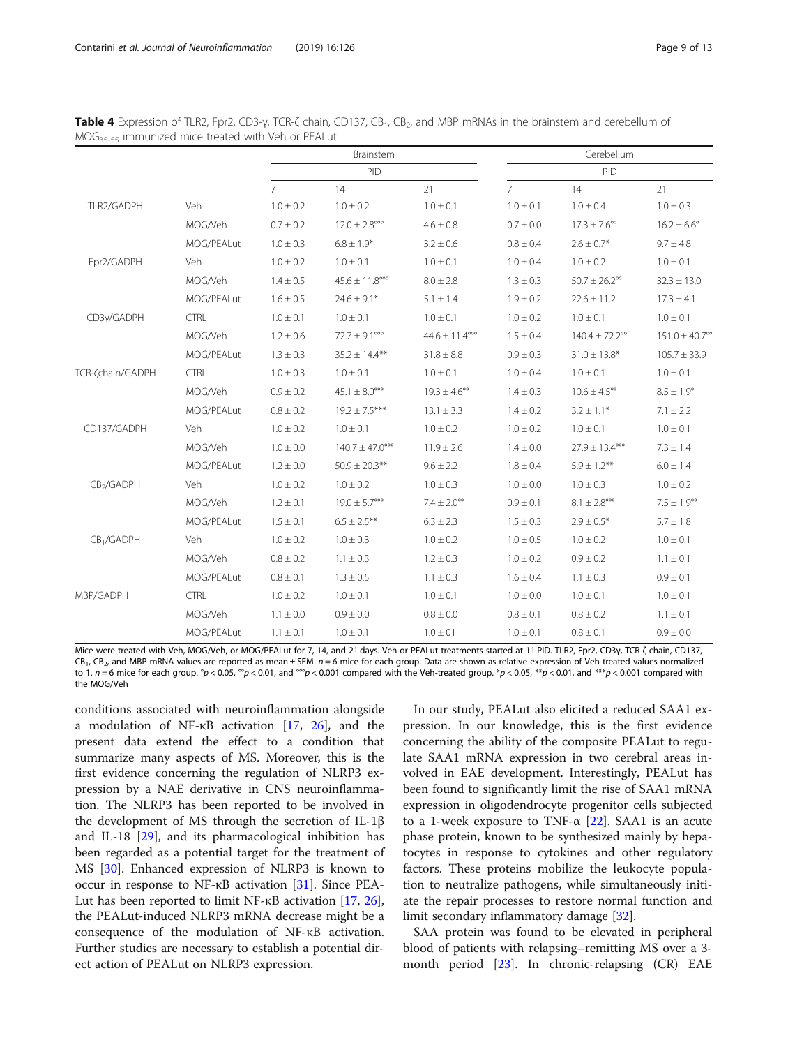**Table 4** Expression of TLR2, Fpr2, CD3-γ, TCR-ζ chain, CD137, $CB_1$, $CB_2$, and MBP mRNAs in the brainstem and cerebellum of $MOG_{35-55}$ immunized mice treated with Veh or PEALut

| | | Brainstem | | | Cerebellum | | |
|---|---|---|---|---|---|---|---|
| | | PID | | | PID | | |
| | | 7 | 14 | 21 | 7 | 14 | 21 |
| TLR2/GADPH | Veh | 1.0 ± 0.2 | 1.0 ± 0.2 | 1.0 ± 0.1 | 1.0 ± 0.1 | 1.0 ± 0.4 | 1.0 ± 0.3 |
| | MOG/Veh | 0.7 ± 0.2 | 12.0 ± 2.8°°° | 4.6 ± 0.8 | 0.7 ± 0.0 | 17.3 ± 7.6°° | 16.2 ± 6.6° |
| | MOG/PEALut | 1.0 ± 0.3 | 6.8 ± 1.9* | 3.2 ± 0.6 | 0.8 ± 0.4 | 2.6 ± 0.7* | 9.7 ± 4.8 |
| Fpr2/GADPH | Veh | 1.0 ± 0.2 | 1.0 ± 0.1 | 1.0 ± 0.1 | 1.0 ± 0.4 | 1.0 ± 0.2 | 1.0 ± 0.1 |
| | MOG/Veh | 1.4 ± 0.5 | 45.6 ± 11.8°°° | 8.0 ± 2.8 | 1.3 ± 0.3 | 50.7 ± 26.2°° | 32.3 ± 13.0 |
| | MOG/PEALut | 1.6 ± 0.5 | 24.6 ± 9.1* | 5.1 ± 1.4 | 1.9 ± 0.2 | 22.6 ± 11.2 | 17.3 ± 4.1 |
| CD3γ/GADPH | CTRL | 1.0 ± 0.1 | 1.0 ± 0.1 | 1.0 ± 0.1 | 1.0 ± 0.2 | 1.0 ± 0.1 | 1.0 ± 0.1 |
| | MOG/Veh | 1.2 ± 0.6 | 72.7 ± 9.1°°° | 44.6 ± 11.4°°° | 1.5 ± 0.4 | 140.4 ± 72.2°° | 151.0 ± 40.7°° |
| | MOG/PEALut | 1.3 ± 0.3 | 35.2 ± 14.4** | 31.8 ± 8.8 | 0.9 ± 0.3 | 31.0 ± 13.8* | 105.7 ± 33.9 |
| TCR-ζchain/GADPH | CTRL | 1.0 ± 0.3 | 1.0 ± 0.1 | 1.0 ± 0.1 | 1.0 ± 0.4 | 1.0 ± 0.1 | 1.0 ± 0.1 |
| | MOG/Veh | 0.9 ± 0.2 | 45.1 ± 8.0°°° | 19.3 ± 4.6°° | 1.4 ± 0.3 | 10.6 ± 4.5°° | 8.5 ± 1.9° |
| | MOG/PEALut | 0.8 ± 0.2 | 19.2 ± 7.5*** | 13.1 ± 3.3 | 1.4 ± 0.2 | 3.2 ± 1.1* | 7.1 ± 2.2 |
| CD137/GADPH | Veh | 1.0 ± 0.2 | 1.0 ± 0.1 | 1.0 ± 0.2 | 1.0 ± 0.2 | 1.0 ± 0.1 | 1.0 ± 0.1 |
| | MOG/Veh | 1.0 ± 0.0 | 140.7 ± 47.0°°° | 11.9 ± 2.6 | 1.4 ± 0.0 | 27.9 ± 13.4°°° | 7.3 ± 1.4 |
| | MOG/PEALut | 1.2 ± 0.0 | 50.9 ± 20.3** | 9.6 ± 2.2 | 1.8 ± 0.4 | 5.9 ± 1.2** | 6.0 ± 1.4 |
| $CB_2$/GADPH | Veh | 1.0 ± 0.2 | 1.0 ± 0.2 | 1.0 ± 0.3 | 1.0 ± 0.0 | 1.0 ± 0.3 | 1.0 ± 0.2 |
| | MOG/Veh | 1.2 ± 0.1 | 19.0 ± 5.7°°° | 7.4 ± 2.0°° | 0.9 ± 0.1 | 8.1 ± 2.8°°° | 7.5 ± 1.9°° |
| | MOG/PEALut | 1.5 ± 0.1 | 6.5 ± 2.5** | 6.3 ± 2.3 | 1.5 ± 0.3 | 2.9 ± 0.5* | 5.7 ± 1.8 |
| $CB_1$/GADPH | Veh | 1.0 ± 0.2 | 1.0 ± 0.3 | 1.0 ± 0.2 | 1.0 ± 0.5 | 1.0 ± 0.2 | 1.0 ± 0.1 |
| | MOG/Veh | 0.8 ± 0.2 | 1.1 ± 0.3 | 1.2 ± 0.3 | 1.0 ± 0.2 | 0.9 ± 0.2 | 1.1 ± 0.1 |
| | MOG/PEALut | 0.8 ± 0.1 | 1.3 ± 0.5 | 1.1 ± 0.3 | 1.6 ± 0.4 | 1.1 ± 0.3 | 0.9 ± 0.1 |
| MBP/GADPH | CTRL | 1.0 ± 0.2 | 1.0 ± 0.1 | 1.0 ± 0.1 | 1.0 ± 0.0 | 1.0 ± 0.1 | 1.0 ± 0.1 |
| | MOG/Veh | 1.1 ± 0.0 | 0.9 ± 0.0 | 0.8 ± 0.0 | 0.8 ± 0.1 | 0.8 ± 0.2 | 1.1 ± 0.1 |
| | MOG/PEALut | 1.1 ± 0.1 | 1.0 ± 0.1 | 1.0 ± 01 | 1.0 ± 0.1 | 0.8 ± 0.1 | 0.9 ± 0.0 |

Mice were treated with Veh, MOG/Veh, or MOG/PEALut for 7, 14, and 21 days. Veh or PEALut treatments started at 11 PID. TLR2, Fpr2, CD3γ, TCR-ζ chain, CD137, $CB_1$, $CB_2$, and MBP mRNA values are reported as mean ± SEM. $n = 6$ mice for each group. Data are shown as relative expression of Veh-treated values normalized to 1. $n = 6$ mice for each group. °$p < 0.05$, °°$p < 0.01$, and °°°$p < 0.001$ compared with the Veh-treated group. *$p < 0.05$, **$p < 0.01$, and ***$p < 0.001$ compared with the MOG/Veh

conditions associated with neuroinflammation alongside a modulation of NF-κB activation [17, 26], and the present data extend the effect to a condition that summarize many aspects of MS. Moreover, this is the first evidence concerning the regulation of NLRP3 expression by a NAE derivative in CNS neuroinflammation. The NLRP3 has been reported to be involved in the development of MS through the secretion of IL-1β and IL-18 [29], and its pharmacological inhibition has been regarded as a potential target for the treatment of MS [30]. Enhanced expression of NLRP3 is known to occur in response to NF-κB activation [31]. Since PEALut has been reported to limit NF-κB activation [17, 26], the PEALut-induced NLRP3 mRNA decrease might be a consequence of the modulation of NF-κB activation. Further studies are necessary to establish a potential direct action of PEALut on NLRP3 expression.

In our study, PEALut also elicited a reduced SAA1 expression. In our knowledge, this is the first evidence concerning the ability of the composite PEALut to regulate SAA1 mRNA expression in two cerebral areas involved in EAE development. Interestingly, PEALut has been found to significantly limit the rise of SAA1 mRNA expression in oligodendrocyte progenitor cells subjected to a 1-week exposure to TNF-α [22]. SAA1 is an acute phase protein, known to be synthesized mainly by hepatocytes in response to cytokines and other regulatory factors. These proteins mobilize the leukocyte population to neutralize pathogens, while simultaneously initiate the repair processes to restore normal function and limit secondary inflammatory damage [32].

SAA protein was found to be elevated in peripheral blood of patients with relapsing–remitting MS over a 3-month period [23]. In chronic-relapsing (CR) EAE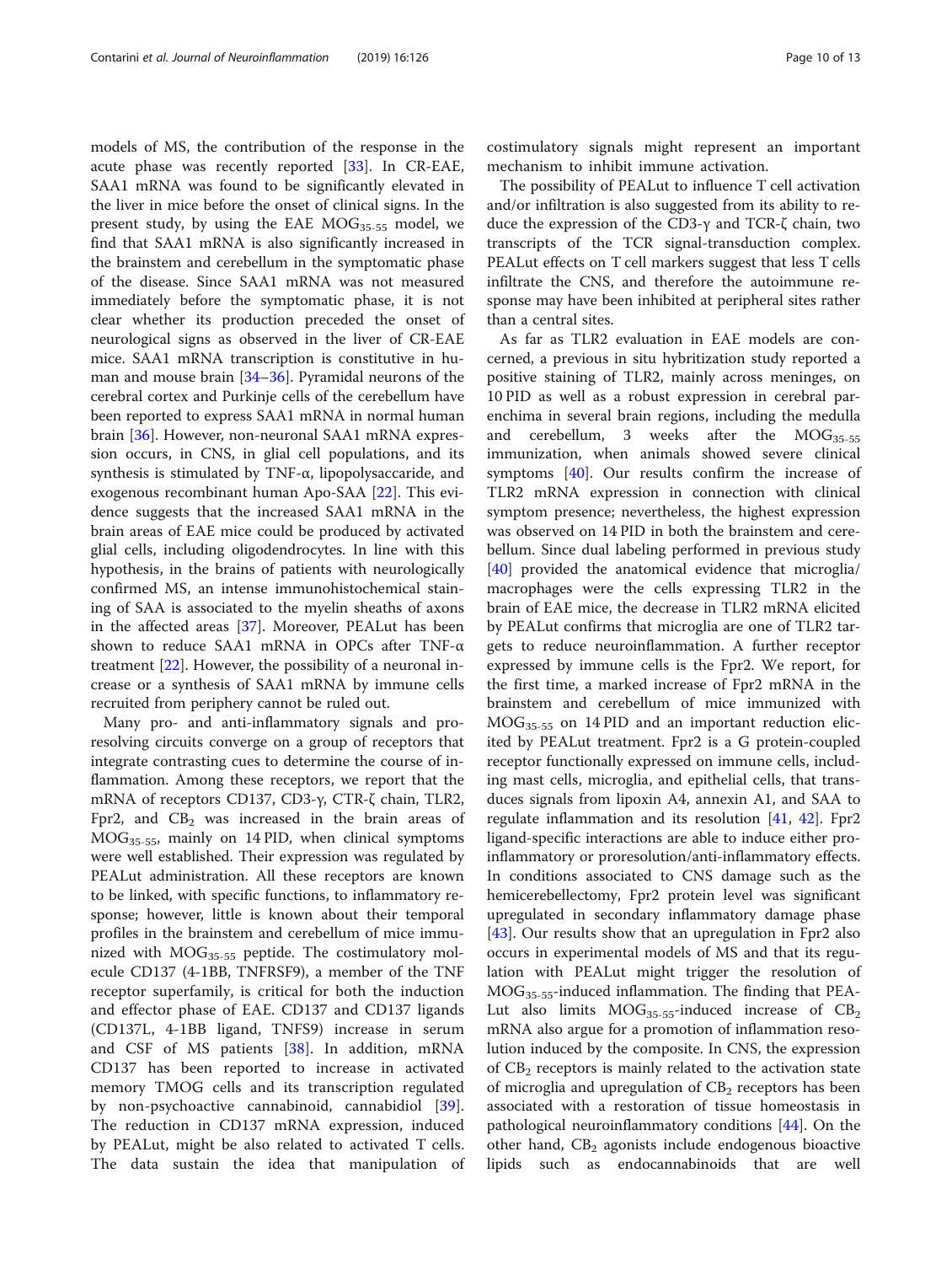models of MS, the contribution of the response in the acute phase was recently reported [33]. In CR-EAE, SAA1 mRNA was found to be significantly elevated in the liver in mice before the onset of clinical signs. In the present study, by using the EAE $MOG_{35-55}$ model, we find that SAA1 mRNA is also significantly increased in the brainstem and cerebellum in the symptomatic phase of the disease. Since SAA1 mRNA was not measured immediately before the symptomatic phase, it is not clear whether its production preceded the onset of neurological signs as observed in the liver of CR-EAE mice. SAA1 mRNA transcription is constitutive in human and mouse brain [34–36]. Pyramidal neurons of the cerebral cortex and Purkinje cells of the cerebellum have been reported to express SAA1 mRNA in normal human brain [36]. However, non-neuronal SAA1 mRNA expression occurs, in CNS, in glial cell populations, and its synthesis is stimulated by TNF-α, lipopolysaccaride, and exogenous recombinant human Apo-SAA [22]. This evidence suggests that the increased SAA1 mRNA in the brain areas of EAE mice could be produced by activated glial cells, including oligodendrocytes. In line with this hypothesis, in the brains of patients with neurologically confirmed MS, an intense immunohistochemical staining of SAA is associated to the myelin sheaths of axons in the affected areas [37]. Moreover, PEALut has been shown to reduce SAA1 mRNA in OPCs after TNF-α treatment [22]. However, the possibility of a neuronal increase or a synthesis of SAA1 mRNA by immune cells recruited from periphery cannot be ruled out.

Many pro- and anti-inflammatory signals and pro-resolving circuits converge on a group of receptors that integrate contrasting cues to determine the course of inflammation. Among these receptors, we report that the mRNA of receptors CD137, CD3-γ, CTR-ζ chain, TLR2, Fpr2, and $CB_2$ was increased in the brain areas of $MOG_{35-55}$, mainly on 14 PID, when clinical symptoms were well established. Their expression was regulated by PEALut administration. All these receptors are known to be linked, with specific functions, to inflammatory response; however, little is known about their temporal profiles in the brainstem and cerebellum of mice immunized with $MOG_{35-55}$ peptide. The costimulatory molecule CD137 (4-1BB, TNFRSF9), a member of the TNF receptor superfamily, is critical for both the induction and effector phase of EAE. CD137 and CD137 ligands (CD137L, 4-1BB ligand, TNFS9) increase in serum and CSF of MS patients [38]. In addition, mRNA CD137 has been reported to increase in activated memory TMOG cells and its transcription regulated by non-psychoactive cannabinoid, cannabidiol [39]. The reduction in CD137 mRNA expression, induced by PEALut, might be also related to activated T cells. The data sustain the idea that manipulation of costimulatory signals might represent an important mechanism to inhibit immune activation.

The possibility of PEALut to influence T cell activation and/or infiltration is also suggested from its ability to reduce the expression of the CD3-γ and TCR-ζ chain, two transcripts of the TCR signal-transduction complex. PEALut effects on T cell markers suggest that less T cells infiltrate the CNS, and therefore the autoimmune response may have been inhibited at peripheral sites rather than a central sites.

As far as TLR2 evaluation in EAE models are concerned, a previous in situ hybritization study reported a positive staining of TLR2, mainly across meninges, on 10 PID as well as a robust expression in cerebral parenchima in several brain regions, including the medulla and cerebellum, 3 weeks after the $MOG_{35-55}$ immunization, when animals showed severe clinical symptoms [40]. Our results confirm the increase of TLR2 mRNA expression in connection with clinical symptom presence; nevertheless, the highest expression was observed on 14 PID in both the brainstem and cerebellum. Since dual labeling performed in previous study [40] provided the anatomical evidence that microglia/macrophages were the cells expressing TLR2 in the brain of EAE mice, the decrease in TLR2 mRNA elicited by PEALut confirms that microglia are one of TLR2 targets to reduce neuroinflammation. A further receptor expressed by immune cells is the Fpr2. We report, for the first time, a marked increase of Fpr2 mRNA in the brainstem and cerebellum of mice immunized with $MOG_{35-55}$ on 14 PID and an important reduction elicited by PEALut treatment. Fpr2 is a G protein-coupled receptor functionally expressed on immune cells, including mast cells, microglia, and epithelial cells, that transduces signals from lipoxin A4, annexin A1, and SAA to regulate inflammation and its resolution [41, 42]. Fpr2 ligand-specific interactions are able to induce either pro-inflammatory or proresolution/anti-inflammatory effects. In conditions associated to CNS damage such as the hemicerebellectomy, Fpr2 protein level was significant upregulated in secondary inflammatory damage phase [43]. Our results show that an upregulation in Fpr2 also occurs in experimental models of MS and that its regulation with PEALut might trigger the resolution of $MOG_{35-55}$-induced inflammation. The finding that PEALut also limits $MOG_{35-55}$-induced increase of $CB_2$ mRNA also argue for a promotion of inflammation resolution induced by the composite. In CNS, the expression of $CB_2$ receptors is mainly related to the activation state of microglia and upregulation of $CB_2$ receptors has been associated with a restoration of tissue homeostasis in pathological neuroinflammatory conditions [44]. On the other hand, $CB_2$ agonists include endogenous bioactive lipids such as endocannabinoids that are well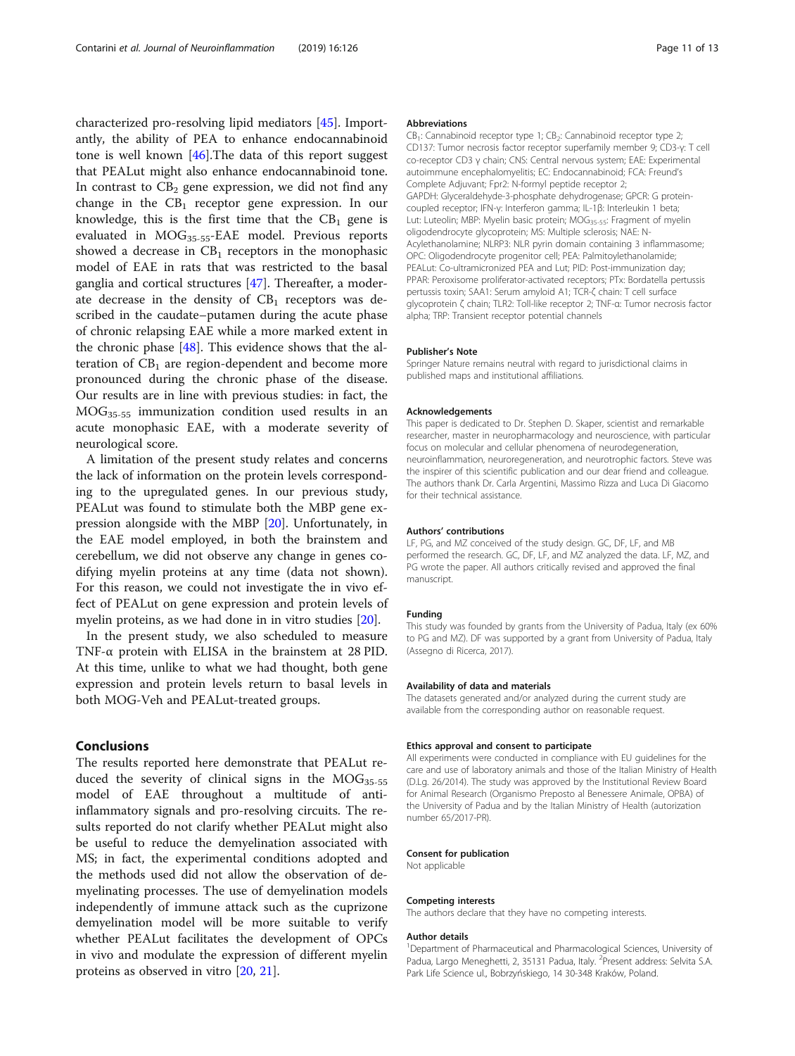characterized pro-resolving lipid mediators [45]. Importantly, the ability of PEA to enhance endocannabinoid tone is well known [46].The data of this report suggest that PEALut might also enhance endocannabinoid tone. In contrast to $CB_2$ gene expression, we did not find any change in the $CB_1$ receptor gene expression. In our knowledge, this is the first time that the $CB_1$ gene is evaluated in $MOG_{35-55}$-EAE model. Previous reports showed a decrease in $CB_1$ receptors in the monophasic model of EAE in rats that was restricted to the basal ganglia and cortical structures [47]. Thereafter, a moderate decrease in the density of $CB_1$ receptors was described in the caudate–putamen during the acute phase of chronic relapsing EAE while a more marked extent in the chronic phase [48]. This evidence shows that the alteration of $CB_1$ are region-dependent and become more pronounced during the chronic phase of the disease. Our results are in line with previous studies: in fact, the $MOG_{35-55}$ immunization condition used results in an acute monophasic EAE, with a moderate severity of neurological score.

A limitation of the present study relates and concerns the lack of information on the protein levels corresponding to the upregulated genes. In our previous study, PEALut was found to stimulate both the MBP gene expression alongside with the MBP [20]. Unfortunately, in the EAE model employed, in both the brainstem and cerebellum, we did not observe any change in genes codifying myelin proteins at any time (data not shown). For this reason, we could not investigate the in vivo effect of PEALut on gene expression and protein levels of myelin proteins, as we had done in in vitro studies [20].

In the present study, we also scheduled to measure TNF-α protein with ELISA in the brainstem at 28 PID. At this time, unlike to what we had thought, both gene expression and protein levels return to basal levels in both MOG-Veh and PEALut-treated groups.

## Conclusions

The results reported here demonstrate that PEALut reduced the severity of clinical signs in the $MOG_{35-55}$ model of EAE throughout a multitude of anti-inflammatory signals and pro-resolving circuits. The results reported do not clarify whether PEALut might also be useful to reduce the demyelination associated with MS; in fact, the experimental conditions adopted and the methods used did not allow the observation of demyelinating processes. The use of demyelination models independently of immune attack such as the cuprizone demyelination model will be more suitable to verify whether PEALut facilitates the development of OPCs in vivo and modulate the expression of different myelin proteins as observed in vitro [20, 21].

### Abbreviations

$CB_1$: Cannabinoid receptor type 1; $CB_2$: Cannabinoid receptor type 2; CD137: Tumor necrosis factor receptor superfamily member 9; CD3-γ: T cell co-receptor CD3 γ chain; CNS: Central nervous system; EAE: Experimental autoimmune encephalomyelitis; EC: Endocannabinoid; FCA: Freund's Complete Adjuvant; Fpr2: N-formyl peptide receptor 2; GAPDH: Glyceraldehyde-3-phosphate dehydrogenase; GPCR: G protein-coupled receptor; IFN-γ: Interferon gamma; IL-1β: Interleukin 1 beta; Lut: Luteolin; MBP: Myelin basic protein; $MOG_{35-55}$: Fragment of myelin oligodendrocyte glycoprotein; MS: Multiple sclerosis; NAE: N-Acylethanolamine; NLRP3: NLR pyrin domain containing 3 inflammasome; OPC: Oligodendrocyte progenitor cell; PEA: Palmitoylethanolamide; PEALut: Co-ultramicronized PEA and Lut; PID: Post-immunization day; PPAR: Peroxisome proliferator-activated receptors; PTx: Bordatella pertussis pertussis toxin; SAA1: Serum amyloid A1; TCR-ζ chain: T cell surface glycoprotein ζ chain; TLR2: Toll-like receptor 2; TNF-α: Tumor necrosis factor alpha; TRP: Transient receptor potential channels

### Publisher's Note

Springer Nature remains neutral with regard to jurisdictional claims in published maps and institutional affiliations.

### Acknowledgements

This paper is dedicated to Dr. Stephen D. Skaper, scientist and remarkable researcher, master in neuropharmacology and neuroscience, with particular focus on molecular and cellular phenomena of neurodegeneration, neuroinflammation, neuroregeneration, and neurotrophic factors. Steve was the inspirer of this scientific publication and our dear friend and colleague. The authors thank Dr. Carla Argentini, Massimo Rizza and Luca Di Giacomo for their technical assistance.

### Authors' contributions

LF, PG, and MZ conceived of the study design. GC, DF, LF, and MB performed the research. GC, DF, LF, and MZ analyzed the data. LF, MZ, and PG wrote the paper. All authors critically revised and approved the final manuscript.

### Funding

This study was founded by grants from the University of Padua, Italy (ex 60% to PG and MZ). DF was supported by a grant from University of Padua, Italy (Assegno di Ricerca, 2017).

### Availability of data and materials

The datasets generated and/or analyzed during the current study are available from the corresponding author on reasonable request.

### Ethics approval and consent to participate

All experiments were conducted in compliance with EU guidelines for the care and use of laboratory animals and those of the Italian Ministry of Health (D.Lg. 26/2014). The study was approved by the Institutional Review Board for Animal Research (Organismo Preposto al Benessere Animale, OPBA) of the University of Padua and by the Italian Ministry of Health (autorization number 65/2017-PR).

### Consent for publication

Not applicable

### Competing interests

The authors declare that they have no competing interests.

### Author details

[1]Department of Pharmaceutical and Pharmacological Sciences, University of Padua, Largo Meneghetti, 2, 35131 Padua, Italy. [2]Present address: Selvita S.A. Park Life Science ul., Bobrzyńskiego, 14 30-348 Kraków, Poland.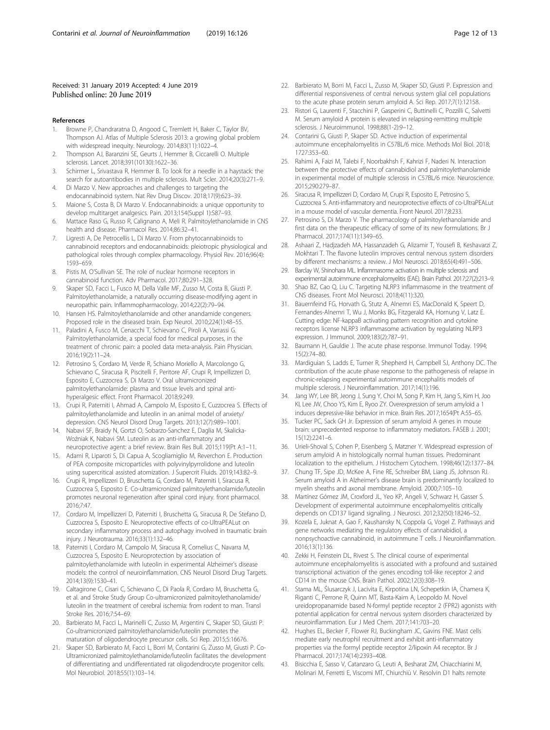Received: 31 January 2019 Accepted: 4 June 2019
Published online: 20 June 2019

## References

1. Browne P, Chandraratna D, Angood C, Tremlett H, Baker C, Taylor BV, Thompson AJ. Atlas of Multiple Sclerosis 2013: a growing global problem with widespread inequity. Neurology. 2014;83(11):1022–4.
2. Thompson AJ, Baranzini SE, Geurts J, Hemmer B, Ciccarelli O. Multiple sclerosis. Lancet. 2018;391(10130):1622–36.
3. Schirmer L, Srivastava R, Hemmer B. To look for a needle in a haystack: the search for autoantibodies in multiple sclerosis. Mult Scler. 2014;20(3):271–9.
4. Di Marzo V. New approaches and challenges to targeting the endocannabinoid system. Nat Rev Drug Discov. 2018;17(9):623–39.
5. Maione S, Costa B, Di Marzo V. Endocannabinoids: a unique opportunity to develop multitarget analgesics. Pain. 2013;154(Suppl 1):S87–93.
6. Mattace Raso G, Russo R, Calignano A, Meli R. Palmitoylethanolamide in CNS health and disease. Pharmacol Res. 2014;86:32–41.
7. Ligresti A, De Petrocellis L, Di Marzo V. From phytocannabinoids to cannabinoid receptors and endocannabinoids: pleiotropic physiological and pathological roles through complex pharmacology. Physiol Rev. 2016;96(4):1593–659.
8. Pistis M, O'Sullivan SE. The role of nuclear hormone receptors in cannabinoid function. Adv Pharmacol. 2017;80:291–328.
9. Skaper SD, Facci L, Fusco M, Della Valle MF, Zusso M, Costa B, Giusti P. Palmitoylethanolamide, a naturally occurring disease-modifying agent in neuropathic pain. Inflammopharmacology. 2014;22(2):79–94.
10. Hansen HS. Palmitoylethanolamide and other anandamide congeners. Proposed role in the diseased brain. Exp Neurol. 2010;224(1):48–55.
11. Paladini A, Fusco M, Cenacchi T, Schievano C, Piroli A, Varrassi G. Palmitoylethanolamide, a special food for medical purposes, in the treatment of chronic pain: a pooled data meta-analysis. Pain Physician. 2016;19(2):11–24.
12. Petrosino S, Cordaro M, Verde R, Schiano Moriello A, Marcolongo G, Schievano C, Siracusa R, Piscitelli F, Peritore AF, Crupi R, Impellizzeri D, Esposito E, Cuzzocrea S, Di Marzo V. Oral ultramicronized palmitoylethanolamide: plasma and tissue levels and spinal anti-hyperalgesic effect. Front Pharmacol. 2018;9:249.
13. Crupi R, Paterniti I, Ahmad A, Campolo M, Esposito E, Cuzzocrea S. Effects of palmitoylethanolamide and luteolin in an animal model of anxiety/depression. CNS Neurol Disord Drug Targets. 2013;12(7):989–1001.
14. Nabavi SF, Braidy N, Gortzi O, Sobarzo-Sanchez E, Daglia M, Skalicka-Woźniak K, Nabavi SM. Luteolin as an anti-inflammatory and neuroprotective agent: a brief review. Brain Res Bull. 2015;119(Pt A:1–11.
15. Adami R, Liparoti S, Di Capua A, Scogliamiglio M, Reverchon E. Production of PEA composite microparticles with polyvinylpyrrolidone and luteolin using supercritical assisted atomization. J Supercrit Fluids. 2019;143:82–9.
16. Crupi R, Impellizzeri D, Bruschetta G, Cordaro M, Paterniti I, Siracusa R, Cuzzocrea S, Esposito E. Co-ultramicronized palmitoylethanolamide/luteolin promotes neuronal regeneration after spinal cord injury. front pharmacol. 2016;7:47.
17. Cordaro M, Impellizzeri D, Paterniti I, Bruschetta G, Siracusa R, De Stefano D, Cuzzocrea S, Esposito E. Neuroprotective effects of co-UltraPEALut on secondary inflammatory process and autophagy involved in traumatic brain injury. J Neurotrauma. 2016;33(1):132–46.
18. Paterniti I, Cordaro M, Campolo M, Siracusa R, Cornelius C, Navarra M, Cuzzocrea S, Esposito E. Neuroprotection by association of palmitoylethanolamide with luteolin in experimental Alzheimer's disease models: the control of neuroinflammation. CNS Neurol Disord Drug Targets. 2014;13(9):1530–41.
19. Caltagirone C, Cisari C, Schievano C, Di Paola R, Cordaro M, Bruschetta G, et al. and Stroke Study Group Co-ultramicronized palmitoylethanolamide/luteolin in the treatment of cerebral ischemia: from rodent to man. Transl Stroke Res. 2016;7:54–69.
20. Barbierato M, Facci L, Marinelli C, Zusso M, Argentini C, Skaper SD, Giusti P. Co-ultramicronized palmitoylethanolamide/luteolin promotes the maturation of oligodendrocyte precursor cells. Sci Rep. 2015;5:16676.
21. Skaper SD, Barbierato M, Facci L, Borri M, Contarini G, Zusso M, Giusti P. Co-Ultramicronized palmitoylethanolamide/luteolin facilitates the development of differentiating and undifferentiated rat oligodendrocyte progenitor cells. Mol Neurobiol. 2018;55(1):103–14.
22. Barbierato M, Borri M, Facci L, Zusso M, Skaper SD, Giusti P. Expression and differential responsiveness of central nervous system glial cell populations to the acute phase protein serum amyloid A. Sci Rep. 2017;7(1):12158.
23. Ristori G, Laurenti F, Stacchini P, Gasperini C, Buttinelli C, Pozzilli C, Salvetti M. Serum amyloid A protein is elevated in relapsing-remitting multiple sclerosis. J Neuroimmunol. 1998;88(1-2):9–12.
24. Contarini G, Giusti P, Skaper SD. Active induction of experimental autoimmune encephalomyelitis in C57BL/6 mice. Methods Mol Biol. 2018;1727:353–60.
25. Rahimi A, Faizi M, Talebi F, Noorbakhsh F, Kahrizi F, Naderi N. Interaction between the protective effects of cannabidiol and palmitoylethanolamide in experimental model of multiple sclerosis in C57BL/6 mice. Neuroscience. 2015;290:279–87.
26. Siracusa R, Impellizzeri D, Cordaro M, Crupi R, Esposito E, Petrosino S, Cuzzocrea S. Anti-inflammatory and neuroprotective effects of co-UltraPEALut in a mouse model of vascular dementia. Front Neurol. 2017;8:233.
27. Petrosino S, Di Marzo V. The pharmacology of palmitoylethanolamide and first data on the therapeutic efficacy of some of its new formulations. Br J Pharmacol. 2017;174(11):1349–65.
28. Ashaari Z, Hadjzadeh MA, Hassanzadeh G, Alizamir T, Yousefi B, Keshavarzi Z, Mokhtari T. The flavone luteolin improves central nervous system disorders by different mechanisms: a review. J Mol Neurosci. 2018;65(4):491–506.
29. Barclay W, Shinohara ML. Inflammasome activation in multiple sclerosis and experimental autoimmune encephalomyelitis (EAE). Brain Pathol. 2017;27(2):213–9.
30. Shao BZ, Cao Q, Liu C. Targeting NLRP3 inflammasome in the treatment of CNS diseases. Front Mol Neurosci. 2018;4(11):320.
31. Bauernfeind FG, Horvath G, Stutz A, Alnemri ES, MacDonald K, Speert D, Fernandes-Alnemri T, Wu J, Monks BG, Fitzgerald KA, Hornung V, Latz E. Cutting edge: NF-kappaB activating pattern recognition and cytokine receptors license NLRP3 inflammasome activation by regulating NLRP3 expression. J Immunol. 2009;183(2):787–91.
32. Baumann H, Gauldie J. The acute phase response. Immunol Today. 1994;15(2):74–80.
33. Mardiguian S, Ladds E, Turner R, Shepherd H, Campbell SJ, Anthony DC. The contribution of the acute phase response to the pathogenesis of relapse in chronic-relapsing experimental autoimmune encephalitis models of multiple sclerosis. J Neuroinflammation. 2017;14(1):196.
34. Jang WY, Lee BR, Jeong J, Sung Y, Choi M, Song P, Kim H, Jang S, Kim H, Joo KI, Lee JW, Choo YS, Kim E, Ryoo ZY. Overexpression of serum amyloid a 1 induces depressive-like behavior in mice. Brain Res. 2017;1654(Pt A:55–65.
35. Tucker PC, Sack GH Jr. Expression of serum amyloid A genes in mouse brain: unprecedented response to inflammatory mediators. FASEB J. 2001;15(12):2241–6.
36. Urieli-Shoval S, Cohen P, Eisenberg S, Matzner Y. Widespread expression of serum amyloid A in histologically normal human tissues. Predominant localization to the epithelium. J Histochem Cytochem. 1998;46(12):1377–84.
37. Chung TF, Sipe JD, McKee A, Fine RE, Schreiber BM, Liang JS, Johnson RJ. Serum amyloid A in Alzheimer's disease brain is predominantly localized to myelin sheaths and axonal membrane. Amyloid. 2000;7:105–10.
38. Martínez Gómez JM, Croxford JL, Yeo KP, Angeli V, Schwarz H, Gasser S. Development of experimental autoimmune encephalomyelitis critically depends on CD137 ligand signaling. J Neurosci. 2012;32(50):18246–52.
39. Kozela E, Juknat A, Gao F, Kaushansky N, Coppola G, Vogel Z. Pathways and gene networks mediating the regulatory effects of cannabidiol, a nonpsychoactive cannabinoid, in autoimmune T cells. J Neuroinflammation. 2016;13(1):136.
40. Zekki H, Feinstein DL, Rivest S. The clinical course of experimental autoimmune encephalomyelitis is associated with a profound and sustained transcriptional activation of the genes encoding toll-like receptor 2 and CD14 in the mouse CNS. Brain Pathol. 2002;12(3):308–19.
41. Stama ML, Ślusarczyk J, Lacivita E, Kirpotina LN, Schepetkin IA, Chamera K, Riganti C, Perrone R, Quinn MT, Basta-Kaim A, Leopoldo M. Novel ureidopropanamide based N-formyl peptide receptor 2 (FPR2) agonists with potential application for central nervous system disorders characterized by neuroinflammation. Eur J Med Chem. 2017;141:703–20.
42. Hughes EL, Becker F, Flower RJ, Buckingham JC, Gavins FNE. Mast cells mediate early neutrophil recruitment and exhibit anti-inflammatory properties via the formyl peptide receptor 2/lipoxin A4 receptor. Br J Pharmacol. 2017;174(14):2393–408.
43. Bisicchia E, Sasso V, Catanzaro G, Leuti A, Besharat ZM, Chiacchiarini M, Molinari M, Ferretti E, Viscomi MT, Chiurchiù V. Resolvin D1 halts remote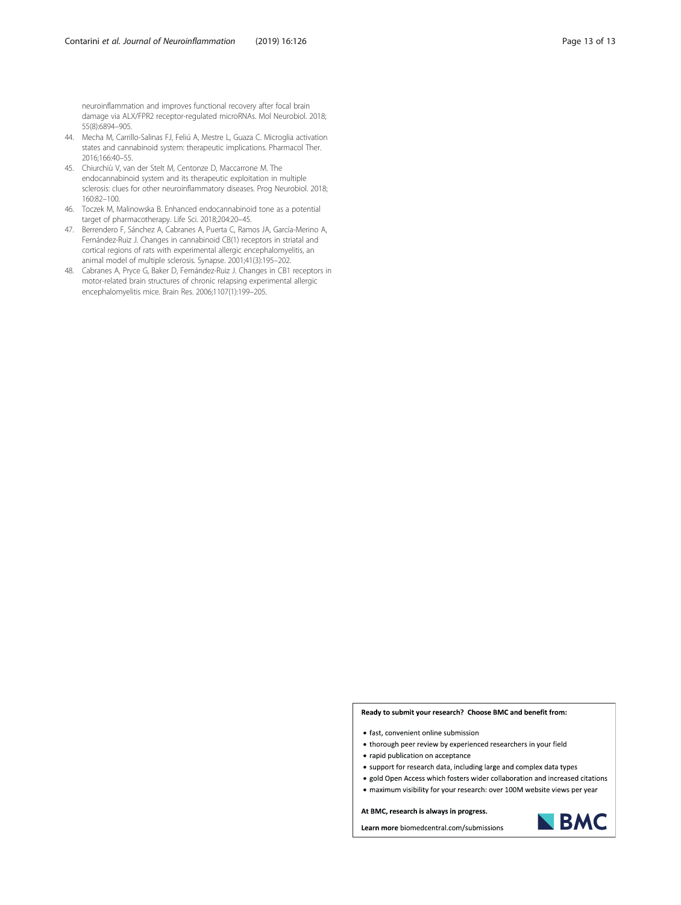neuroinflammation and improves functional recovery after focal brain damage via ALX/FPR2 receptor-regulated microRNAs. Mol Neurobiol. 2018; 55(8):6894–905.

44. Mecha M, Carrillo-Salinas FJ, Feliú A, Mestre L, Guaza C. Microglia activation states and cannabinoid system: therapeutic implications. Pharmacol Ther. 2016;166:40–55.
45. Chiurchiù V, van der Stelt M, Centonze D, Maccarrone M. The endocannabinoid system and its therapeutic exploitation in multiple sclerosis: clues for other neuroinflammatory diseases. Prog Neurobiol. 2018; 160:82–100.
46. Toczek M, Malinowska B. Enhanced endocannabinoid tone as a potential target of pharmacotherapy. Life Sci. 2018;204:20–45.
47. Berrendero F, Sánchez A, Cabranes A, Puerta C, Ramos JA, García-Merino A, Fernández-Ruiz J. Changes in cannabinoid CB(1) receptors in striatal and cortical regions of rats with experimental allergic encephalomyelitis, an animal model of multiple sclerosis. Synapse. 2001;41(3):195–202.
48. Cabranes A, Pryce G, Baker D, Fernández-Ruiz J. Changes in CB1 receptors in motor-related brain structures of chronic relapsing experimental allergic encephalomyelitis mice. Brain Res. 2006;1107(1):199–205.

**Ready to submit your research? Choose BMC and benefit from:**

- fast, convenient online submission
- thorough peer review by experienced researchers in your field
- rapid publication on acceptance
- support for research data, including large and complex data types
- gold Open Access which fosters wider collaboration and increased citations
- maximum visibility for your research: over 100M website views per year

**At BMC, research is always in progress.**

**Learn more** biomedcentral.com/submissions

BMC